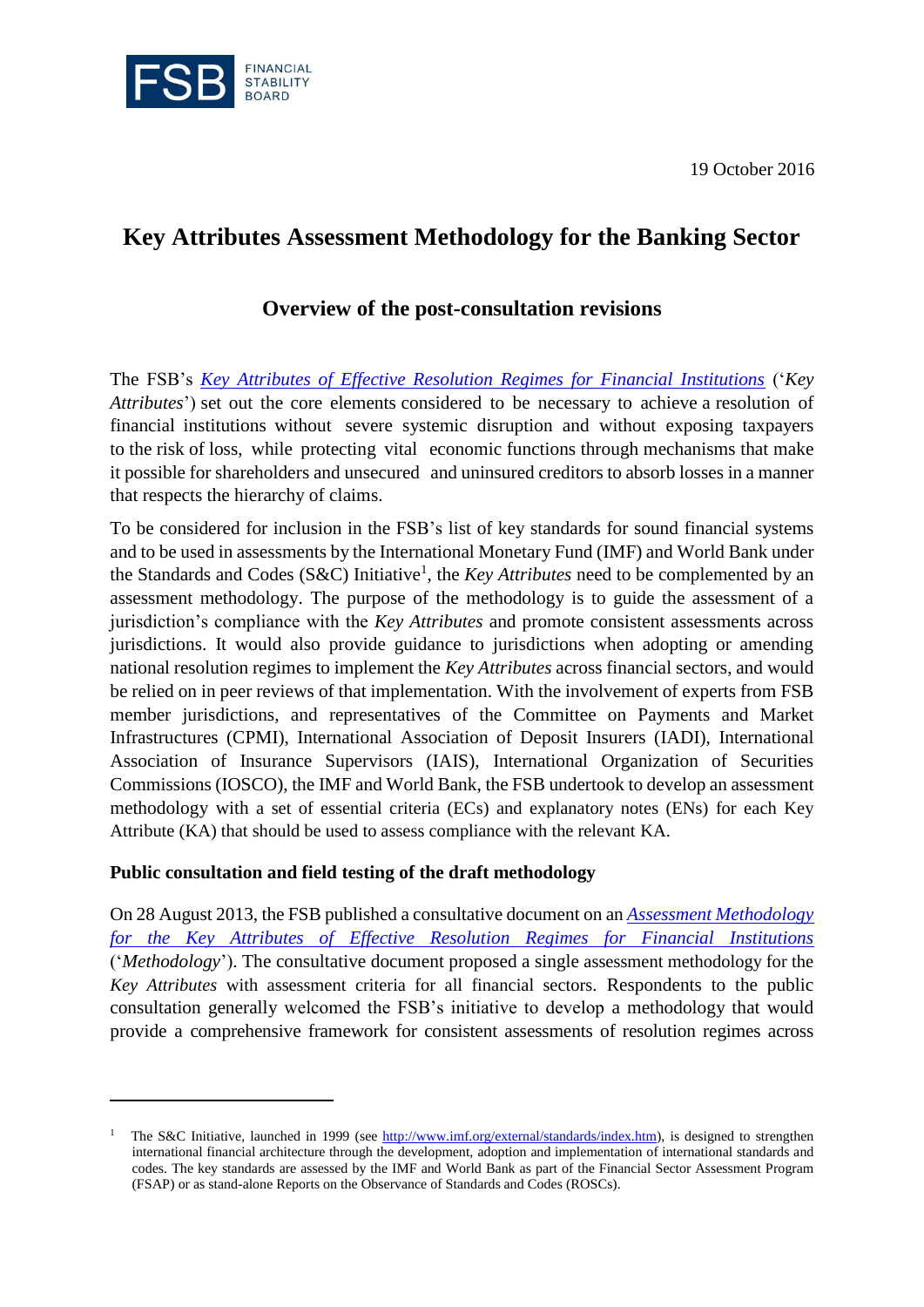19 October 2016

# Key Attributes Assessment Methodology for the Banking Sector

## Overview of the post-consultation revisions

The FSB's [*Key Attributes of Effective Resolution Regimes for Financial Institutions*]() ('*Key Attributes*') set out the core elements considered to be necessary to achieve a resolution of financial institutions without severe systemic disruption and without exposing taxpayers to the risk of loss, while protecting vital economic functions through mechanisms that make it possible for shareholders and unsecured and uninsured creditors to absorb losses in a manner that respects the hierarchy of claims.

To be considered for inclusion in the FSB's list of key standards for sound financial systems and to be used in assessments by the International Monetary Fund (IMF) and World Bank under the Standards and Codes (S&C) Initiative[1], the *Key Attributes* need to be complemented by an assessment methodology. The purpose of the methodology is to guide the assessment of a jurisdiction's compliance with the *Key Attributes* and promote consistent assessments across jurisdictions. It would also provide guidance to jurisdictions when adopting or amending national resolution regimes to implement the *Key Attributes* across financial sectors, and would be relied on in peer reviews of that implementation. With the involvement of experts from FSB member jurisdictions, and representatives of the Committee on Payments and Market Infrastructures (CPMI), International Association of Deposit Insurers (IADI), International Association of Insurance Supervisors (IAIS), International Organization of Securities Commissions (IOSCO), the IMF and World Bank, the FSB undertook to develop an assessment methodology with a set of essential criteria (ECs) and explanatory notes (ENs) for each Key Attribute (KA) that should be used to assess compliance with the relevant KA.

### Public consultation and field testing of the draft methodology

On 28 August 2013, the FSB published a consultative document on an [*Assessment Methodology for the Key Attributes of Effective Resolution Regimes for Financial Institutions*]() ('*Methodology*'). The consultative document proposed a single assessment methodology for the *Key Attributes* with assessment criteria for all financial sectors. Respondents to the public consultation generally welcomed the FSB's initiative to develop a methodology that would provide a comprehensive framework for consistent assessments of resolution regimes across

[1] The S&C Initiative, launched in 1999 (see http://www.imf.org/external/standards/index.htm), is designed to strengthen international financial architecture through the development, adoption and implementation of international standards and codes. The key standards are assessed by the IMF and World Bank as part of the Financial Sector Assessment Program (FSAP) or as stand-alone Reports on the Observance of Standards and Codes (ROSCs).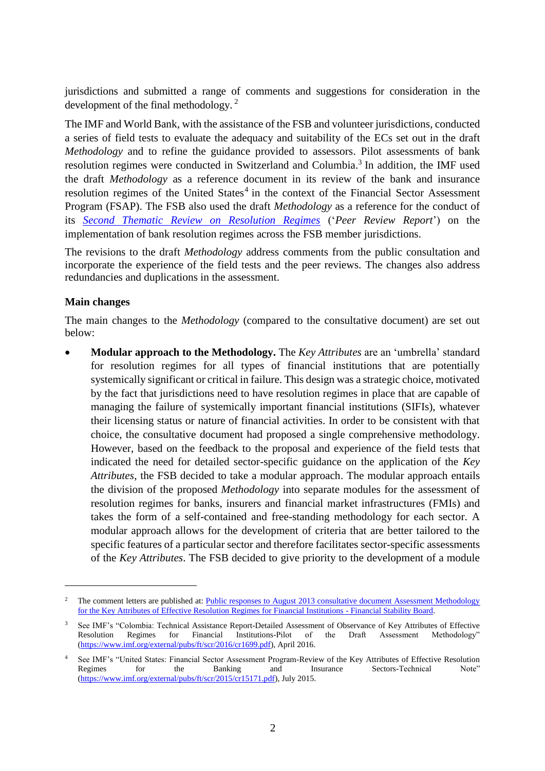jurisdictions and submitted a range of comments and suggestions for consideration in the development of the final methodology. [2]

The IMF and World Bank, with the assistance of the FSB and volunteer jurisdictions, conducted a series of field tests to evaluate the adequacy and suitability of the ECs set out in the draft *Methodology* and to refine the guidance provided to assessors. Pilot assessments of bank resolution regimes were conducted in Switzerland and Columbia.[3] In addition, the IMF used the draft *Methodology* as a reference document in its review of the bank and insurance resolution regimes of the United States[4] in the context of the Financial Sector Assessment Program (FSAP). The FSB also used the draft *Methodology* as a reference for the conduct of its *Second Thematic Review on Resolution Regimes* ('*Peer Review Report*') on the implementation of bank resolution regimes across the FSB member jurisdictions.

The revisions to the draft *Methodology* address comments from the public consultation and incorporate the experience of the field tests and the peer reviews. The changes also address redundancies and duplications in the assessment.

**Main changes**

The main changes to the *Methodology* (compared to the consultative document) are set out below:

- **Modular approach to the Methodology.** The *Key Attributes* are an 'umbrella' standard for resolution regimes for all types of financial institutions that are potentially systemically significant or critical in failure. This design was a strategic choice, motivated by the fact that jurisdictions need to have resolution regimes in place that are capable of managing the failure of systemically important financial institutions (SIFIs), whatever their licensing status or nature of financial activities. In order to be consistent with that choice, the consultative document had proposed a single comprehensive methodology. However, based on the feedback to the proposal and experience of the field tests that indicated the need for detailed sector-specific guidance on the application of the *Key Attributes*, the FSB decided to take a modular approach. The modular approach entails the division of the proposed *Methodology* into separate modules for the assessment of resolution regimes for banks, insurers and financial market infrastructures (FMIs) and takes the form of a self-contained and free-standing methodology for each sector. A modular approach allows for the development of criteria that are better tailored to the specific features of a particular sector and therefore facilitates sector-specific assessments of the *Key Attributes*. The FSB decided to give priority to the development of a module

---

[2] The comment letters are published at: Public responses to August 2013 consultative document Assessment Methodology for the Key Attributes of Effective Resolution Regimes for Financial Institutions - Financial Stability Board.

[3] See IMF's "Colombia: Technical Assistance Report-Detailed Assessment of Observance of Key Attributes of Effective Resolution Regimes for Financial Institutions-Pilot of the Draft Assessment Methodology" (https://www.imf.org/external/pubs/ft/scr/2016/cr1699.pdf), April 2016.

[4] See IMF's "United States: Financial Sector Assessment Program-Review of the Key Attributes of Effective Resolution Regimes for the Banking and Insurance Sectors-Technical Note" (https://www.imf.org/external/pubs/ft/scr/2015/cr15171.pdf), July 2015.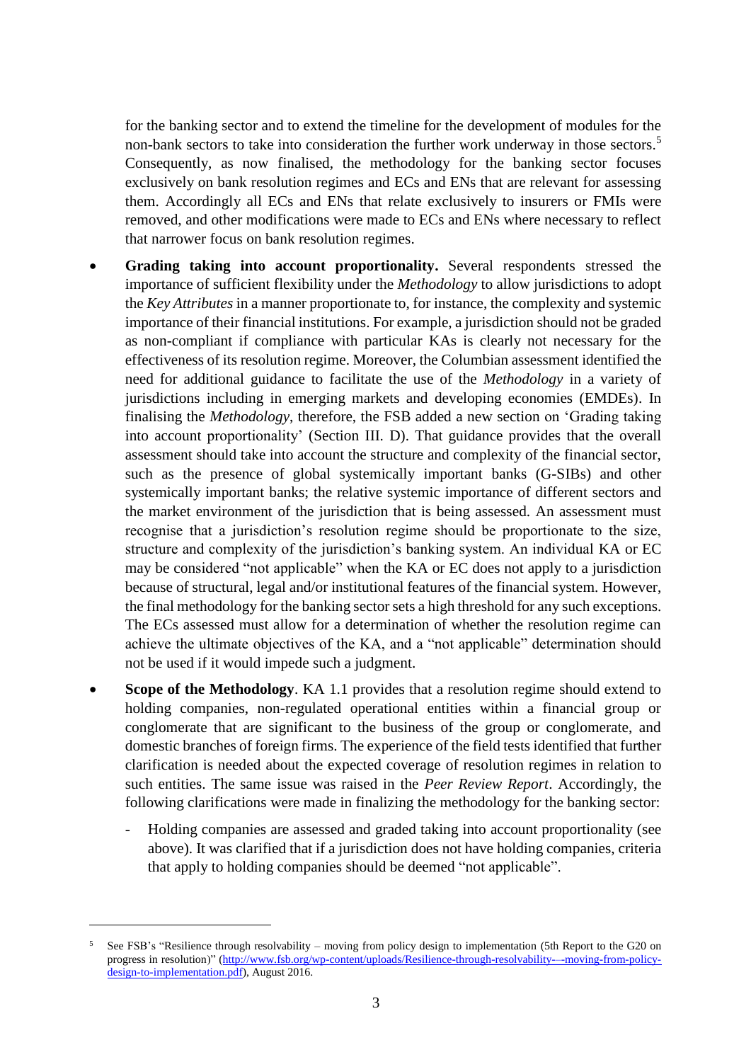for the banking sector and to extend the timeline for the development of modules for the non-bank sectors to take into consideration the further work underway in those sectors.[5] Consequently, as now finalised, the methodology for the banking sector focuses exclusively on bank resolution regimes and ECs and ENs that are relevant for assessing them. Accordingly all ECs and ENs that relate exclusively to insurers or FMIs were removed, and other modifications were made to ECs and ENs where necessary to reflect that narrower focus on bank resolution regimes.

- **Grading taking into account proportionality.** Several respondents stressed the importance of sufficient flexibility under the *Methodology* to allow jurisdictions to adopt the *Key Attributes* in a manner proportionate to, for instance, the complexity and systemic importance of their financial institutions. For example, a jurisdiction should not be graded as non-compliant if compliance with particular KAs is clearly not necessary for the effectiveness of its resolution regime. Moreover, the Columbian assessment identified the need for additional guidance to facilitate the use of the *Methodology* in a variety of jurisdictions including in emerging markets and developing economies (EMDEs). In finalising the *Methodology*, therefore, the FSB added a new section on 'Grading taking into account proportionality' (Section III. D). That guidance provides that the overall assessment should take into account the structure and complexity of the financial sector, such as the presence of global systemically important banks (G-SIBs) and other systemically important banks; the relative systemic importance of different sectors and the market environment of the jurisdiction that is being assessed. An assessment must recognise that a jurisdiction's resolution regime should be proportionate to the size, structure and complexity of the jurisdiction's banking system. An individual KA or EC may be considered "not applicable" when the KA or EC does not apply to a jurisdiction because of structural, legal and/or institutional features of the financial system. However, the final methodology for the banking sector sets a high threshold for any such exceptions. The ECs assessed must allow for a determination of whether the resolution regime can achieve the ultimate objectives of the KA, and a "not applicable" determination should not be used if it would impede such a judgment.

- **Scope of the Methodology**. KA 1.1 provides that a resolution regime should extend to holding companies, non-regulated operational entities within a financial group or conglomerate that are significant to the business of the group or conglomerate, and domestic branches of foreign firms. The experience of the field tests identified that further clarification is needed about the expected coverage of resolution regimes in relation to such entities. The same issue was raised in the *Peer Review Report*. Accordingly, the following clarifications were made in finalizing the methodology for the banking sector:

  - Holding companies are assessed and graded taking into account proportionality (see above). It was clarified that if a jurisdiction does not have holding companies, criteria that apply to holding companies should be deemed "not applicable".

---

[5] See FSB's "Resilience through resolvability – moving from policy design to implementation (5th Report to the G20 on progress in resolution)" (http://www.fsb.org/wp-content/uploads/Resilience-through-resolvability-–-moving-from-policy-design-to-implementation.pdf), August 2016.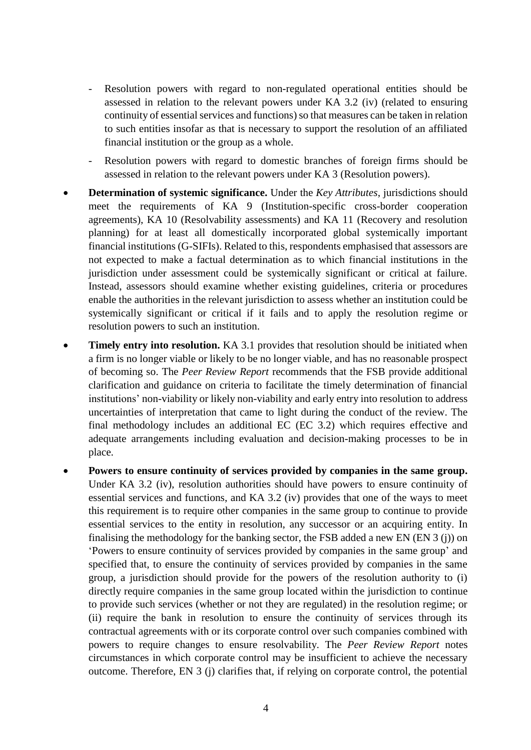- Resolution powers with regard to non-regulated operational entities should be assessed in relation to the relevant powers under KA 3.2 (iv) (related to ensuring continuity of essential services and functions) so that measures can be taken in relation to such entities insofar as that is necessary to support the resolution of an affiliated financial institution or the group as a whole.
  - Resolution powers with regard to domestic branches of foreign firms should be assessed in relation to the relevant powers under KA 3 (Resolution powers).

- **Determination of systemic significance.** Under the *Key Attributes,* jurisdictions should meet the requirements of KA 9 (Institution-specific cross-border cooperation agreements), KA 10 (Resolvability assessments) and KA 11 (Recovery and resolution planning) for at least all domestically incorporated global systemically important financial institutions (G-SIFIs). Related to this, respondents emphasised that assessors are not expected to make a factual determination as to which financial institutions in the jurisdiction under assessment could be systemically significant or critical at failure. Instead, assessors should examine whether existing guidelines, criteria or procedures enable the authorities in the relevant jurisdiction to assess whether an institution could be systemically significant or critical if it fails and to apply the resolution regime or resolution powers to such an institution.

- **Timely entry into resolution.** KA 3.1 provides that resolution should be initiated when a firm is no longer viable or likely to be no longer viable, and has no reasonable prospect of becoming so. The *Peer Review Report* recommends that the FSB provide additional clarification and guidance on criteria to facilitate the timely determination of financial institutions' non-viability or likely non-viability and early entry into resolution to address uncertainties of interpretation that came to light during the conduct of the review. The final methodology includes an additional EC (EC 3.2) which requires effective and adequate arrangements including evaluation and decision-making processes to be in place.

- **Powers to ensure continuity of services provided by companies in the same group.** Under KA 3.2 (iv), resolution authorities should have powers to ensure continuity of essential services and functions, and KA 3.2 (iv) provides that one of the ways to meet this requirement is to require other companies in the same group to continue to provide essential services to the entity in resolution, any successor or an acquiring entity. In finalising the methodology for the banking sector, the FSB added a new EN (EN 3 (j)) on 'Powers to ensure continuity of services provided by companies in the same group' and specified that, to ensure the continuity of services provided by companies in the same group, a jurisdiction should provide for the powers of the resolution authority to (i) directly require companies in the same group located within the jurisdiction to continue to provide such services (whether or not they are regulated) in the resolution regime; or (ii) require the bank in resolution to ensure the continuity of services through its contractual agreements with or its corporate control over such companies combined with powers to require changes to ensure resolvability. The *Peer Review Report* notes circumstances in which corporate control may be insufficient to achieve the necessary outcome. Therefore, EN 3 (j) clarifies that, if relying on corporate control, the potential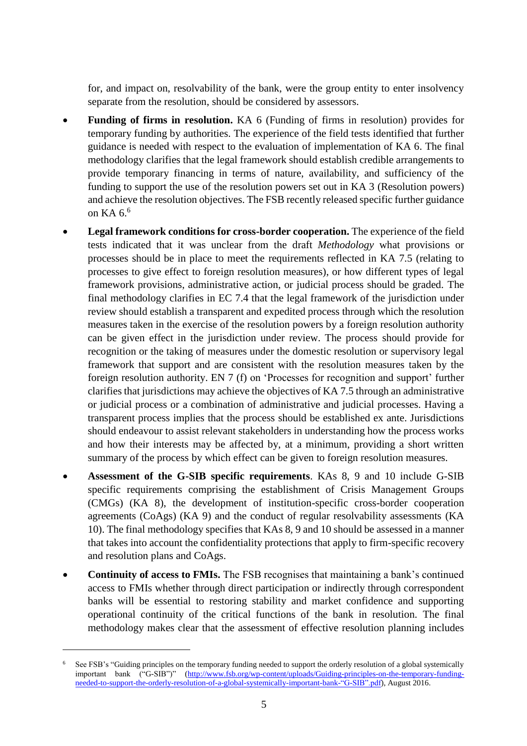for, and impact on, resolvability of the bank, were the group entity to enter insolvency separate from the resolution, should be considered by assessors.

- **Funding of firms in resolution.** KA 6 (Funding of firms in resolution) provides for temporary funding by authorities. The experience of the field tests identified that further guidance is needed with respect to the evaluation of implementation of KA 6. The final methodology clarifies that the legal framework should establish credible arrangements to provide temporary financing in terms of nature, availability, and sufficiency of the funding to support the use of the resolution powers set out in KA 3 (Resolution powers) and achieve the resolution objectives. The FSB recently released specific further guidance on KA 6.[6]
- **Legal framework conditions for cross-border cooperation.** The experience of the field tests indicated that it was unclear from the draft *Methodology* what provisions or processes should be in place to meet the requirements reflected in KA 7.5 (relating to processes to give effect to foreign resolution measures), or how different types of legal framework provisions, administrative action, or judicial process should be graded. The final methodology clarifies in EC 7.4 that the legal framework of the jurisdiction under review should establish a transparent and expedited process through which the resolution measures taken in the exercise of the resolution powers by a foreign resolution authority can be given effect in the jurisdiction under review. The process should provide for recognition or the taking of measures under the domestic resolution or supervisory legal framework that support and are consistent with the resolution measures taken by the foreign resolution authority. EN 7 (f) on 'Processes for recognition and support' further clarifies that jurisdictions may achieve the objectives of KA 7.5 through an administrative or judicial process or a combination of administrative and judicial processes. Having a transparent process implies that the process should be established ex ante. Jurisdictions should endeavour to assist relevant stakeholders in understanding how the process works and how their interests may be affected by, at a minimum, providing a short written summary of the process by which effect can be given to foreign resolution measures.
- **Assessment of the G-SIB specific requirements**. KAs 8, 9 and 10 include G-SIB specific requirements comprising the establishment of Crisis Management Groups (CMGs) (KA 8), the development of institution-specific cross-border cooperation agreements (CoAgs) (KA 9) and the conduct of regular resolvability assessments (KA 10). The final methodology specifies that KAs 8, 9 and 10 should be assessed in a manner that takes into account the confidentiality protections that apply to firm-specific recovery and resolution plans and CoAgs.
- **Continuity of access to FMIs.** The FSB recognises that maintaining a bank's continued access to FMIs whether through direct participation or indirectly through correspondent banks will be essential to restoring stability and market confidence and supporting operational continuity of the critical functions of the bank in resolution. The final methodology makes clear that the assessment of effective resolution planning includes

---

[6] See FSB's "Guiding principles on the temporary funding needed to support the orderly resolution of a global systemically important bank ("G-SIB")" (http://www.fsb.org/wp-content/uploads/Guiding-principles-on-the-temporary-funding-needed-to-support-the-orderly-resolution-of-a-global-systemically-important-bank-"G-SIB".pdf), August 2016.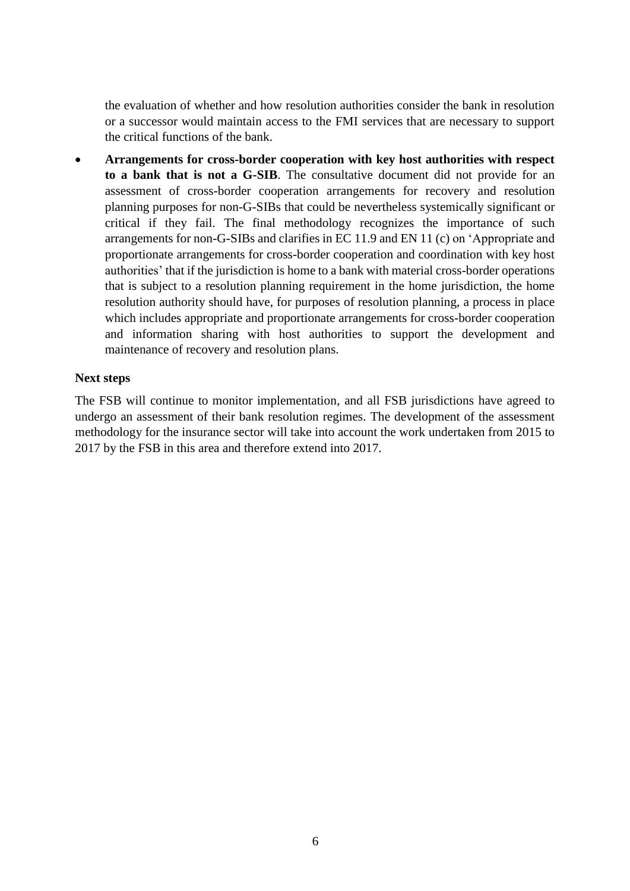the evaluation of whether and how resolution authorities consider the bank in resolution or a successor would maintain access to the FMI services that are necessary to support the critical functions of the bank.

- **Arrangements for cross-border cooperation with key host authorities with respect to a bank that is not a G-SIB**. The consultative document did not provide for an assessment of cross-border cooperation arrangements for recovery and resolution planning purposes for non-G-SIBs that could be nevertheless systemically significant or critical if they fail. The final methodology recognizes the importance of such arrangements for non-G-SIBs and clarifies in EC 11.9 and EN 11 (c) on 'Appropriate and proportionate arrangements for cross-border cooperation and coordination with key host authorities' that if the jurisdiction is home to a bank with material cross-border operations that is subject to a resolution planning requirement in the home jurisdiction, the home resolution authority should have, for purposes of resolution planning, a process in place which includes appropriate and proportionate arrangements for cross-border cooperation and information sharing with host authorities to support the development and maintenance of recovery and resolution plans.

**Next steps**

The FSB will continue to monitor implementation, and all FSB jurisdictions have agreed to undergo an assessment of their bank resolution regimes. The development of the assessment methodology for the insurance sector will take into account the work undertaken from 2015 to 2017 by the FSB in this area and therefore extend into 2017.